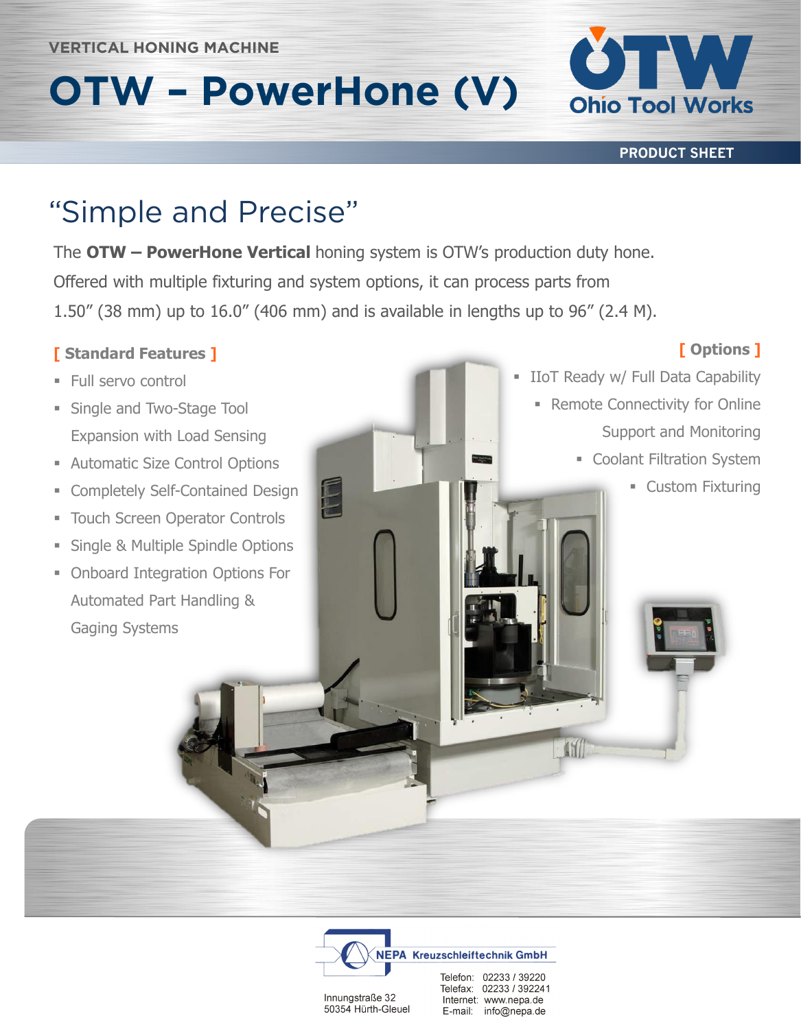VERTICAL HONING MACHINE

# OTW – PowerHone (V)

Ohio Tool Works

PRODUCT SHEET

## "Simple and Precise"

The **OTW – PowerHone Vertical** honing system is OTW's production duty hone. Offered with multiple fixturing and system options, it can process parts from 1.50" (38 mm) up to 16.0" (406 mm) and is available in lengths up to 96" (2.4 M).

### [ Standard Features ]

- Full servo control
- Single and Two-Stage Tool Expansion with Load Sensing
- Automatic Size Control Options
- Completely Self-Contained Design
- Touch Screen Operator Controls
- Single & Multiple Spindle Options
- Onboard Integration Options For Automated Part Handling & Gaging Systems

### [ Options ]

- IIoT Ready w/ Full Data Capability
- Remote Connectivity for Online Support and Monitoring
- Coolant Filtration System
- Custom Fixturing

NEPA Kreuzschleiftechnik GmbH

Innungstraße 32
50354 Hürth-Gleuel

Telefon: 02233 / 39220
Telefax: 02233 / 392241
Internet: www.nepa.de
E-mail: info@nepa.de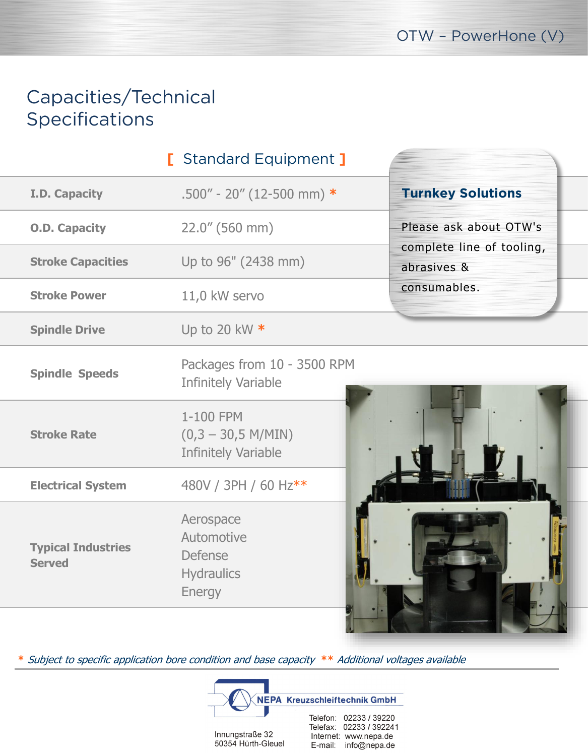# Capacities/Technical Specifications

| | [ Standard Equipment ] |
|---|---|
| **I.D. Capacity** | .500" - 20" (12-500 mm) * |
| **O.D. Capacity** | 22.0" (560 mm) |
| **Stroke Capacities** | Up to 96" (2438 mm) |
| **Stroke Power** | 11,0 kW servo |
| **Spindle Drive** | Up to 20 kW * |
| **Spindle Speeds** | Packages from 10 - 3500 RPM<br>Infinitely Variable |
| **Stroke Rate** | 1-100 FPM<br>(0,3 – 30,5 M/MIN)<br>Infinitely Variable |
| **Electrical System** | 480V / 3PH / 60 Hz** |
| **Typical Industries Served** | Aerospace<br>Automotive<br>Defense<br>Hydraulics<br>Energy |

**Turnkey Solutions**

Please ask about OTW's complete line of tooling, abrasives & consumables.

*\* Subject to specific application bore condition and base capacity \*\* Additional voltages available*

**NEPA Kreuzschleiftechnik GmbH**

Innungstraße 32
50354 Hürth-Gleuel

Telefon: 02233 / 39220
Telefax: 02233 / 392241
Internet: www.nepa.de
E-mail: info@nepa.de